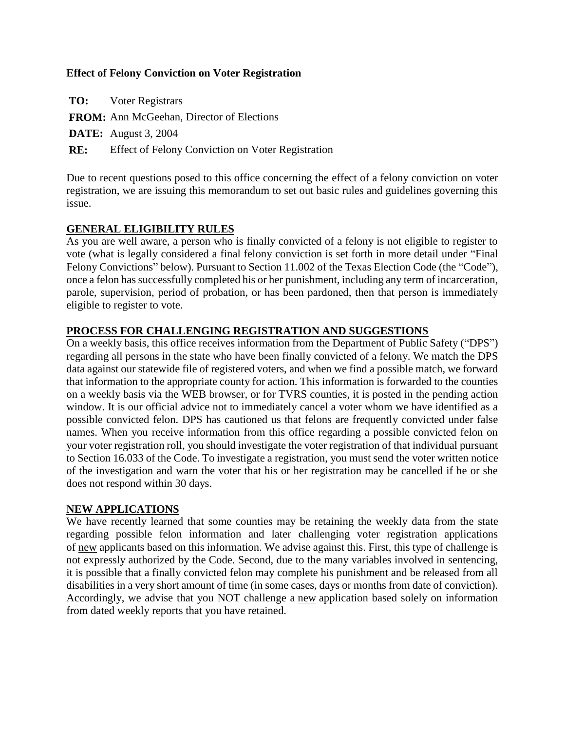## Effect of Felony Conviction on Voter Registration

**TO:** Voter Registrars

**FROM:** Ann McGeehan, Director of Elections

**DATE:** August 3, 2004

**RE:** Effect of Felony Conviction on Voter Registration

Due to recent questions posed to this office concerning the effect of a felony conviction on voter registration, we are issuing this memorandum to set out basic rules and guidelines governing this issue.

### GENERAL ELIGIBILITY RULES

As you are well aware, a person who is finally convicted of a felony is not eligible to register to vote (what is legally considered a final felony conviction is set forth in more detail under "Final Felony Convictions" below). Pursuant to Section 11.002 of the Texas Election Code (the "Code"), once a felon has successfully completed his or her punishment, including any term of incarceration, parole, supervision, period of probation, or has been pardoned, then that person is immediately eligible to register to vote.

### PROCESS FOR CHALLENGING REGISTRATION AND SUGGESTIONS

On a weekly basis, this office receives information from the Department of Public Safety ("DPS") regarding all persons in the state who have been finally convicted of a felony. We match the DPS data against our statewide file of registered voters, and when we find a possible match, we forward that information to the appropriate county for action. This information is forwarded to the counties on a weekly basis via the WEB browser, or for TVRS counties, it is posted in the pending action window. It is our official advice not to immediately cancel a voter whom we have identified as a possible convicted felon. DPS has cautioned us that felons are frequently convicted under false names. When you receive information from this office regarding a possible convicted felon on your voter registration roll, you should investigate the voter registration of that individual pursuant to Section 16.033 of the Code. To investigate a registration, you must send the voter written notice of the investigation and warn the voter that his or her registration may be cancelled if he or she does not respond within 30 days.

### NEW APPLICATIONS

We have recently learned that some counties may be retaining the weekly data from the state regarding possible felon information and later challenging voter registration applications of new applicants based on this information. We advise against this. First, this type of challenge is not expressly authorized by the Code. Second, due to the many variables involved in sentencing, it is possible that a finally convicted felon may complete his punishment and be released from all disabilities in a very short amount of time (in some cases, days or months from date of conviction). Accordingly, we advise that you NOT challenge a new application based solely on information from dated weekly reports that you have retained.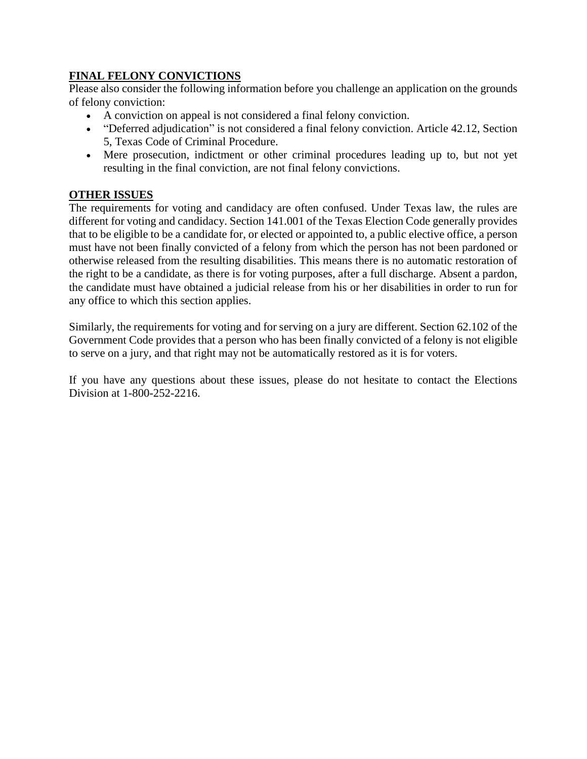## FINAL FELONY CONVICTIONS

Please also consider the following information before you challenge an application on the grounds of felony conviction:

- A conviction on appeal is not considered a final felony conviction.
- "Deferred adjudication" is not considered a final felony conviction. Article 42.12, Section 5, Texas Code of Criminal Procedure.
- Mere prosecution, indictment or other criminal procedures leading up to, but not yet resulting in the final conviction, are not final felony convictions.

## OTHER ISSUES

The requirements for voting and candidacy are often confused. Under Texas law, the rules are different for voting and candidacy. Section 141.001 of the Texas Election Code generally provides that to be eligible to be a candidate for, or elected or appointed to, a public elective office, a person must have not been finally convicted of a felony from which the person has not been pardoned or otherwise released from the resulting disabilities. This means there is no automatic restoration of the right to be a candidate, as there is for voting purposes, after a full discharge. Absent a pardon, the candidate must have obtained a judicial release from his or her disabilities in order to run for any office to which this section applies.

Similarly, the requirements for voting and for serving on a jury are different. Section 62.102 of the Government Code provides that a person who has been finally convicted of a felony is not eligible to serve on a jury, and that right may not be automatically restored as it is for voters.

If you have any questions about these issues, please do not hesitate to contact the Elections Division at 1-800-252-2216.